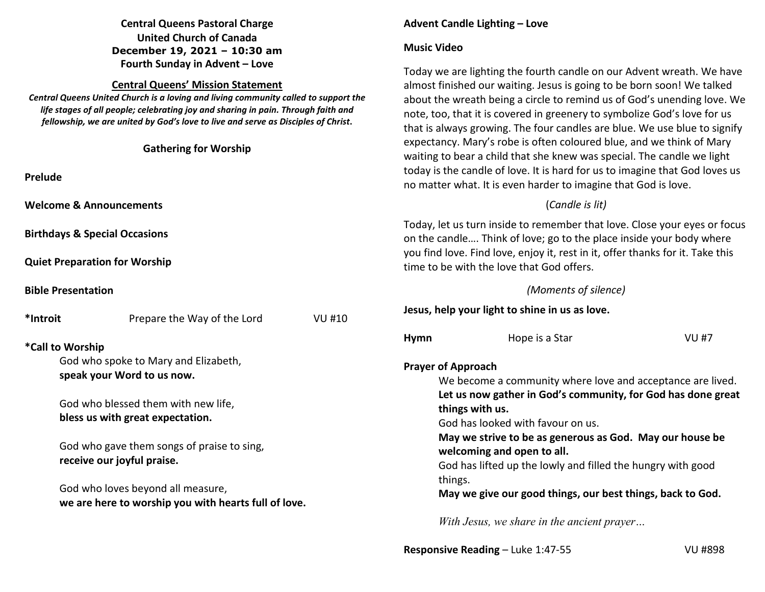**Central Queens Pastoral Charge**
**United Church of Canada**
**December 19, 2021 – 10:30 am**
**Fourth Sunday in Advent – Love**

## Central Queens' Mission Statement

***Central Queens United Church is a loving and living community called to support the life stages of all people; celebrating joy and sharing in pain. Through faith and fellowship, we are united by God's love to live and serve as Disciples of Christ.***

### Gathering for Worship

**Prelude**

**Welcome & Announcements**

**Birthdays & Special Occasions**

**Quiet Preparation for Worship**

**Bible Presentation**

**\*Introit** Prepare the Way of the Lord VU #10

**\*Call to Worship**

God who spoke to Mary and Elizabeth,
**speak your Word to us now.**

God who blessed them with new life,
**bless us with great expectation.**

God who gave them songs of praise to sing,
**receive our joyful praise.**

God who loves beyond all measure,
**we are here to worship you with hearts full of love.**

**Advent Candle Lighting – Love**

**Music Video**

Today we are lighting the fourth candle on our Advent wreath. We have almost finished our waiting. Jesus is going to be born soon! We talked about the wreath being a circle to remind us of God's unending love. We note, too, that it is covered in greenery to symbolize God's love for us that is always growing. The four candles are blue. We use blue to signify expectancy. Mary's robe is often coloured blue, and we think of Mary waiting to bear a child that she knew was special. The candle we light today is the candle of love. It is hard for us to imagine that God loves us no matter what. It is even harder to imagine that God is love.

(*Candle is lit)*

Today, let us turn inside to remember that love. Close your eyes or focus on the candle…. Think of love; go to the place inside your body where you find love. Find love, enjoy it, rest in it, offer thanks for it. Take this time to be with the love that God offers.

*(Moments of silence)*

**Jesus, help your light to shine in us as love.**

**Hymn** Hope is a Star VU #7

**Prayer of Approach**

We become a community where love and acceptance are lived.
**Let us now gather in God's community, for God has done great things with us.**
God has looked with favour on us.
**May we strive to be as generous as God. May our house be welcoming and open to all.**
God has lifted up the lowly and filled the hungry with good things.
**May we give our good things, our best things, back to God.**

*With Jesus, we share in the ancient prayer…*

**Responsive Reading** – Luke 1:47-55 VU #898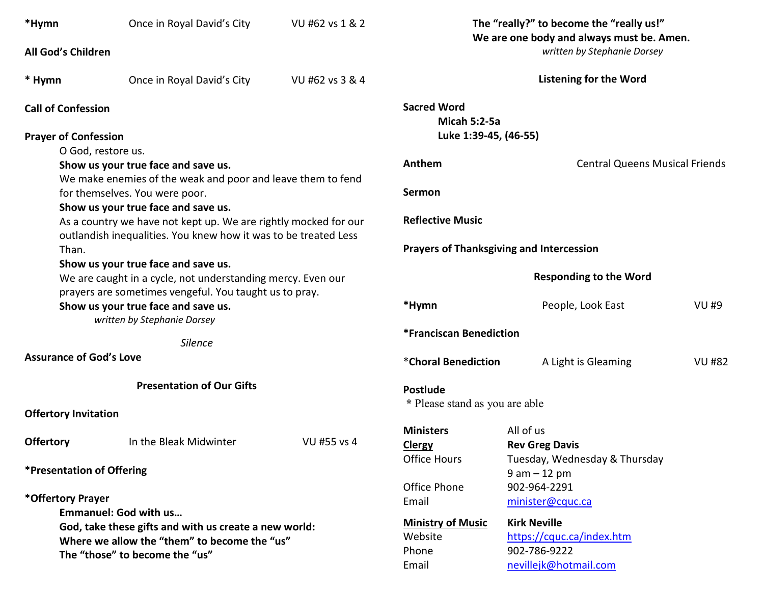**\*Hymn** Once in Royal David's City VU #62 vs 1 & 2

**All God's Children**

**\* Hymn** Once in Royal David's City VU #62 vs 3 & 4

**Call of Confession**

**Prayer of Confession**

O God, restore us.
**Show us your true face and save us.**
We make enemies of the weak and poor and leave them to fend for themselves. You were poor.
**Show us your true face and save us.**
As a country we have not kept up. We are rightly mocked for our outlandish inequalities. You knew how it was to be treated Less Than.
**Show us your true face and save us.**
We are caught in a cycle, not understanding mercy. Even our prayers are sometimes vengeful. You taught us to pray.
**Show us your true face and save us.**
*written by Stephanie Dorsey*

*Silence*

**Assurance of God's Love**

**Presentation of Our Gifts**

**Offertory Invitation**

**Offertory** In the Bleak Midwinter VU #55 vs 4

**\*Presentation of Offering**

**\*Offertory Prayer**

**Emmanuel: God with us…**
**God, take these gifts and with us create a new world:**
**Where we allow the "them" to become the "us"**
**The "those" to become the "us"**
**The "really?" to become the "really us!"**
**We are one body and always must be. Amen.**
*written by Stephanie Dorsey*

**Listening for the Word**

**Sacred Word**
**Micah 5:2-5a**
**Luke 1:39-45, (46-55)**

**Anthem** Central Queens Musical Friends

**Sermon**

**Reflective Music**

**Prayers of Thanksgiving and Intercession**

**Responding to the Word**

**\*Hymn** People, Look East VU #9

**\*Franciscan Benediction**

\***Choral Benediction** A Light is Gleaming VU #82

**Postlude**

\* Please stand as you are able

**Ministers** All of us
**Clergy** **Rev Greg Davis**
Office Hours Tuesday, Wednesday & Thursday 9 am – 12 pm
Office Phone 902-964-2291
Email minister@cquc.ca

**Ministry of Music** **Kirk Neville**
Website https://cquc.ca/index.htm
Phone 902-786-9222
Email nevillejk@hotmail.com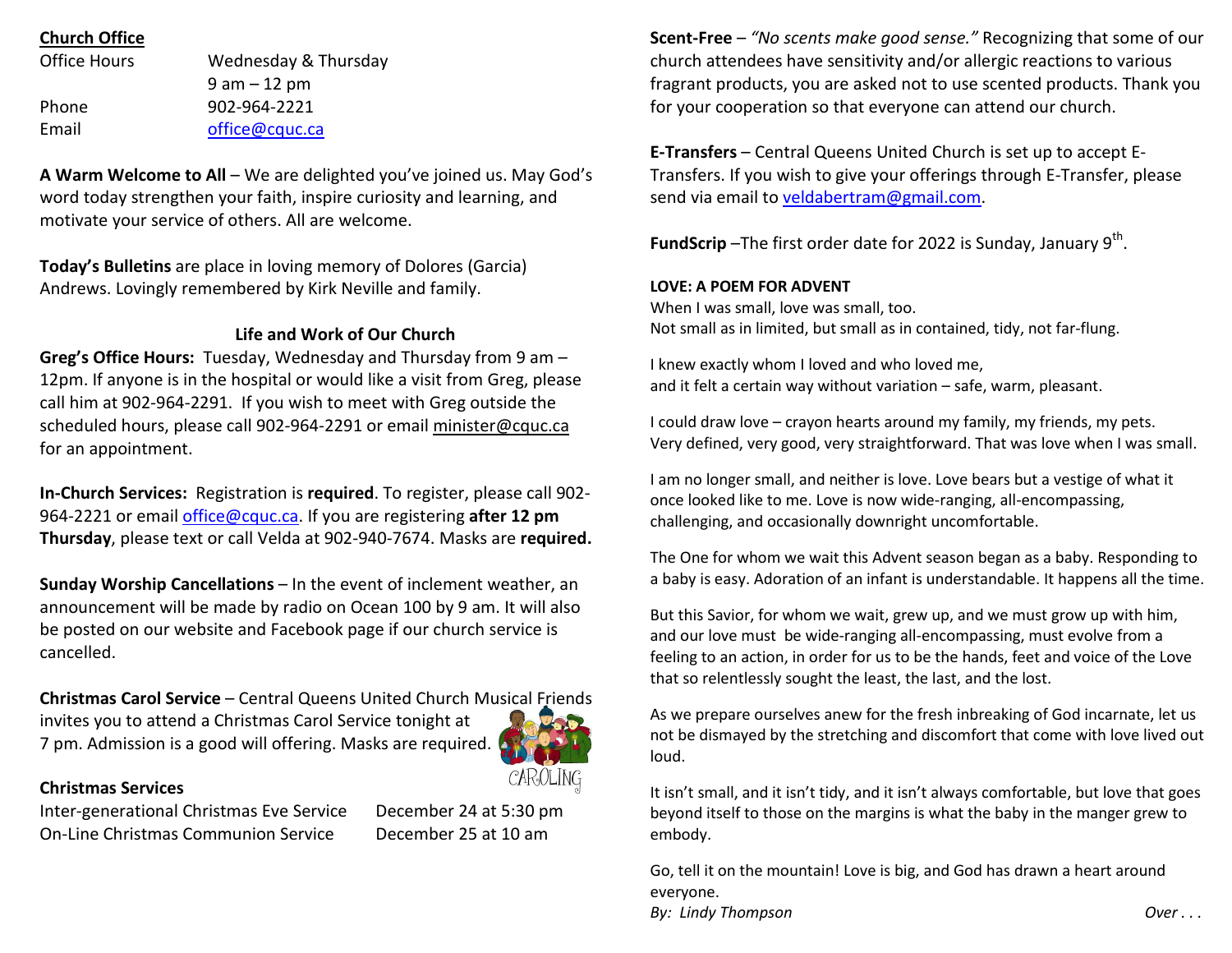## Church Office

| Office Hours | Wednesday & Thursday |
|---|---|
| | 9 am – 12 pm |
| Phone | 902-964-2221 |
| Email | office@cquc.ca |

**A Warm Welcome to All** – We are delighted you've joined us. May God's word today strengthen your faith, inspire curiosity and learning, and motivate your service of others. All are welcome.

**Today's Bulletins** are place in loving memory of Dolores (Garcia) Andrews. Lovingly remembered by Kirk Neville and family.

### Life and Work of Our Church

**Greg's Office Hours:** Tuesday, Wednesday and Thursday from 9 am – 12pm. If anyone is in the hospital or would like a visit from Greg, please call him at 902-964-2291. If you wish to meet with Greg outside the scheduled hours, please call 902-964-2291 or email minister@cquc.ca for an appointment.

**In-Church Services:** Registration is **required**. To register, please call 902-964-2221 or email office@cquc.ca. If you are registering **after 12 pm Thursday**, please text or call Velda at 902-940-7674. Masks are **required.**

**Sunday Worship Cancellations** – In the event of inclement weather, an announcement will be made by radio on Ocean 100 by 9 am. It will also be posted on our website and Facebook page if our church service is cancelled.

**Christmas Carol Service** – Central Queens United Church Musical Friends invites you to attend a Christmas Carol Service tonight at 7 pm. Admission is a good will offering. Masks are required.

**Christmas Services**

| | |
|---|---|
| Inter-generational Christmas Eve Service | December 24 at 5:30 pm |
| On-Line Christmas Communion Service | December 25 at 10 am |

**Scent-Free** – *"No scents make good sense."* Recognizing that some of our church attendees have sensitivity and/or allergic reactions to various fragrant products, you are asked not to use scented products. Thank you for your cooperation so that everyone can attend our church.

**E-Transfers** – Central Queens United Church is set up to accept E-Transfers. If you wish to give your offerings through E-Transfer, please send via email to veldabertram@gmail.com.

**FundScrip** –The first order date for 2022 is Sunday, January 9th.

**LOVE: A POEM FOR ADVENT**

When I was small, love was small, too.
Not small as in limited, but small as in contained, tidy, not far-flung.

I knew exactly whom I loved and who loved me,
and it felt a certain way without variation – safe, warm, pleasant.

I could draw love – crayon hearts around my family, my friends, my pets.
Very defined, very good, very straightforward. That was love when I was small.

I am no longer small, and neither is love. Love bears but a vestige of what it once looked like to me. Love is now wide-ranging, all-encompassing, challenging, and occasionally downright uncomfortable.

The One for whom we wait this Advent season began as a baby. Responding to a baby is easy. Adoration of an infant is understandable. It happens all the time.

But this Savior, for whom we wait, grew up, and we must grow up with him, and our love must be wide-ranging all-encompassing, must evolve from a feeling to an action, in order for us to be the hands, feet and voice of the Love that so relentlessly sought the least, the last, and the lost.

As we prepare ourselves anew for the fresh inbreaking of God incarnate, let us not be dismayed by the stretching and discomfort that come with love lived out loud.

It isn't small, and it isn't tidy, and it isn't always comfortable, but love that goes beyond itself to those on the margins is what the baby in the manger grew to embody.

Go, tell it on the mountain! Love is big, and God has drawn a heart around everyone.

*By: Lindy Thompson*

*Over . . .*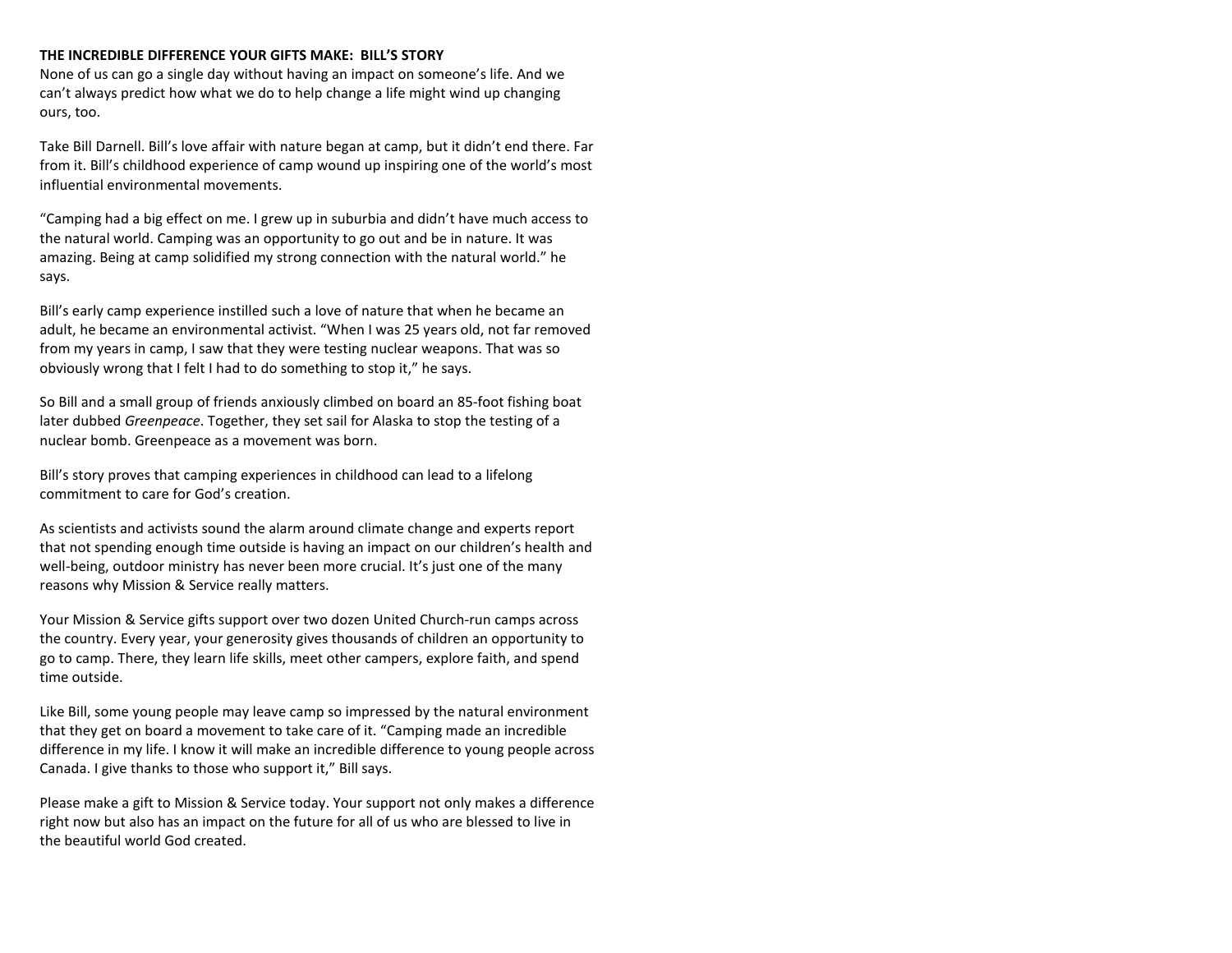**THE INCREDIBLE DIFFERENCE YOUR GIFTS MAKE: BILL'S STORY**

None of us can go a single day without having an impact on someone's life. And we can't always predict how what we do to help change a life might wind up changing ours, too.

Take Bill Darnell. Bill's love affair with nature began at camp, but it didn't end there. Far from it. Bill's childhood experience of camp wound up inspiring one of the world's most influential environmental movements.

"Camping had a big effect on me. I grew up in suburbia and didn't have much access to the natural world. Camping was an opportunity to go out and be in nature. It was amazing. Being at camp solidified my strong connection with the natural world." he says.

Bill's early camp experience instilled such a love of nature that when he became an adult, he became an environmental activist. "When I was 25 years old, not far removed from my years in camp, I saw that they were testing nuclear weapons. That was so obviously wrong that I felt I had to do something to stop it," he says.

So Bill and a small group of friends anxiously climbed on board an 85-foot fishing boat later dubbed *Greenpeace*. Together, they set sail for Alaska to stop the testing of a nuclear bomb. Greenpeace as a movement was born.

Bill's story proves that camping experiences in childhood can lead to a lifelong commitment to care for God's creation.

As scientists and activists sound the alarm around climate change and experts report that not spending enough time outside is having an impact on our children's health and well-being, outdoor ministry has never been more crucial. It's just one of the many reasons why Mission & Service really matters.

Your Mission & Service gifts support over two dozen United Church-run camps across the country. Every year, your generosity gives thousands of children an opportunity to go to camp. There, they learn life skills, meet other campers, explore faith, and spend time outside.

Like Bill, some young people may leave camp so impressed by the natural environment that they get on board a movement to take care of it. "Camping made an incredible difference in my life. I know it will make an incredible difference to young people across Canada. I give thanks to those who support it," Bill says.

Please make a gift to Mission & Service today. Your support not only makes a difference right now but also has an impact on the future for all of us who are blessed to live in the beautiful world God created.